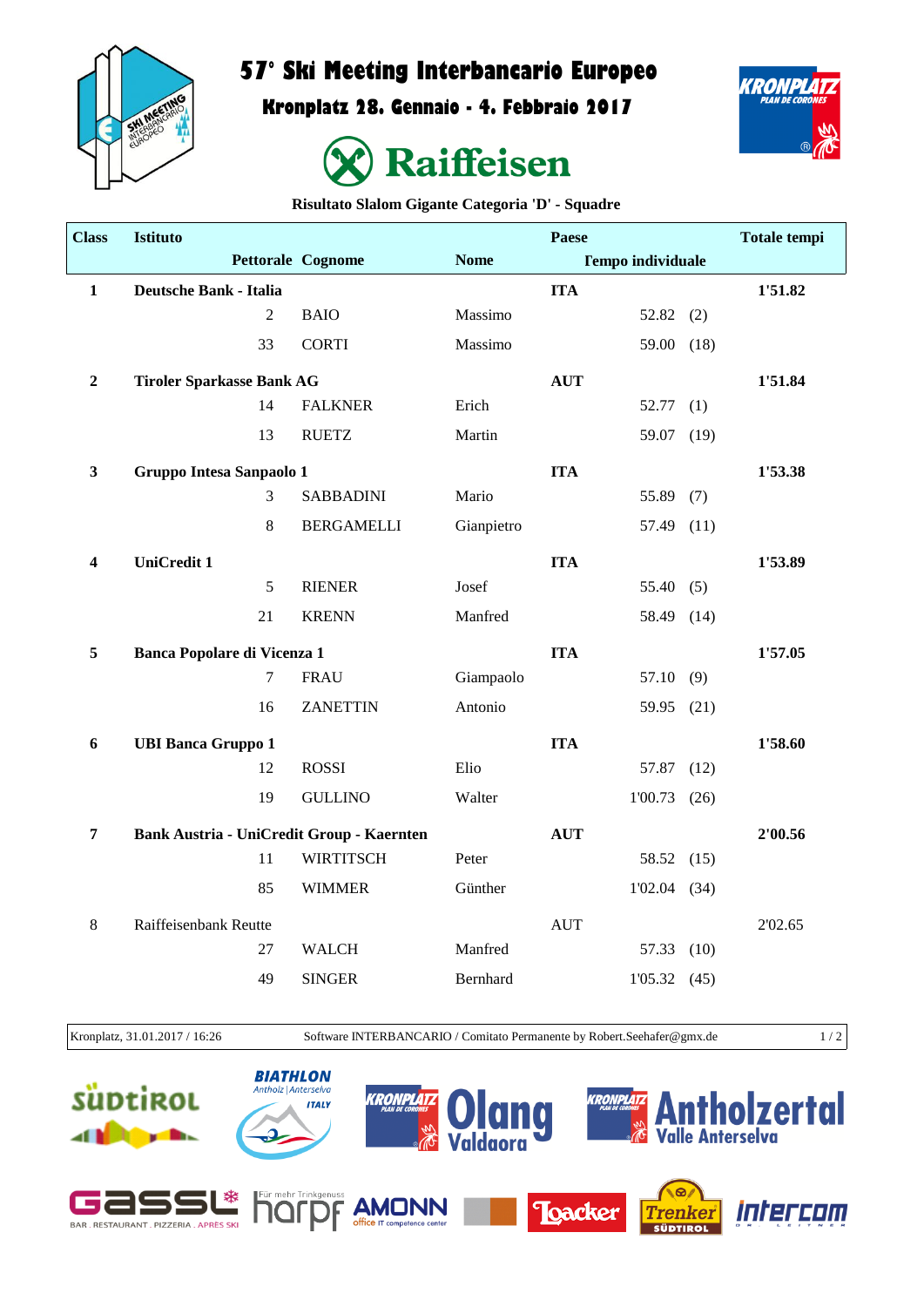# 57° Ski Meeting Interbancario Europeo

## Kronplatz 28. Gennaio - 4. Febbraio 2017

Raiffeisen

### Risultato Slalom Gigante Categoria 'D' - Squadre

| Class | Istituto | | | Paese | | Totale tempi |
|---|---|---|---|---|---|---|
| | Pettorale | Cognome | Nome | Tempo individuale | | |
| **1** | **Deutsche Bank - Italia** | | | **ITA** | | **1'51.82** |
| | 2 | BAIO | Massimo | 52.82 | (2) | |
| | 33 | CORTI | Massimo | 59.00 | (18) | |
| **2** | **Tiroler Sparkasse Bank AG** | | | **AUT** | | **1'51.84** |
| | 14 | FALKNER | Erich | 52.77 | (1) | |
| | 13 | RUETZ | Martin | 59.07 | (19) | |
| **3** | **Gruppo Intesa Sanpaolo 1** | | | **ITA** | | **1'53.38** |
| | 3 | SABBADINI | Mario | 55.89 | (7) | |
| | 8 | BERGAMELLI | Gianpietro | 57.49 | (11) | |
| **4** | **UniCredit 1** | | | **ITA** | | **1'53.89** |
| | 5 | RIENER | Josef | 55.40 | (5) | |
| | 21 | KRENN | Manfred | 58.49 | (14) | |
| **5** | **Banca Popolare di Vicenza 1** | | | **ITA** | | **1'57.05** |
| | 7 | FRAU | Giampaolo | 57.10 | (9) | |
| | 16 | ZANETTIN | Antonio | 59.95 | (21) | |
| **6** | **UBI Banca Gruppo 1** | | | **ITA** | | **1'58.60** |
| | 12 | ROSSI | Elio | 57.87 | (12) | |
| | 19 | GULLINO | Walter | 1'00.73 | (26) | |
| **7** | **Bank Austria - UniCredit Group - Kaernten** | | | **AUT** | | **2'00.56** |
| | 11 | WIRTITSCH | Peter | 58.52 | (15) | |
| | 85 | WIMMER | Günther | 1'02.04 | (34) | |
| 8 | Raiffeisenbank Reutte | | | AUT | | 2'02.65 |
| | 27 | WALCH | Manfred | 57.33 | (10) | |
| | 49 | SINGER | Bernhard | 1'05.32 | (45) | |

Kronplatz, 31.01.2017 / 16:26 — Software INTERBANCARIO / Comitato Permanente by Robert.Seehafer@gmx.de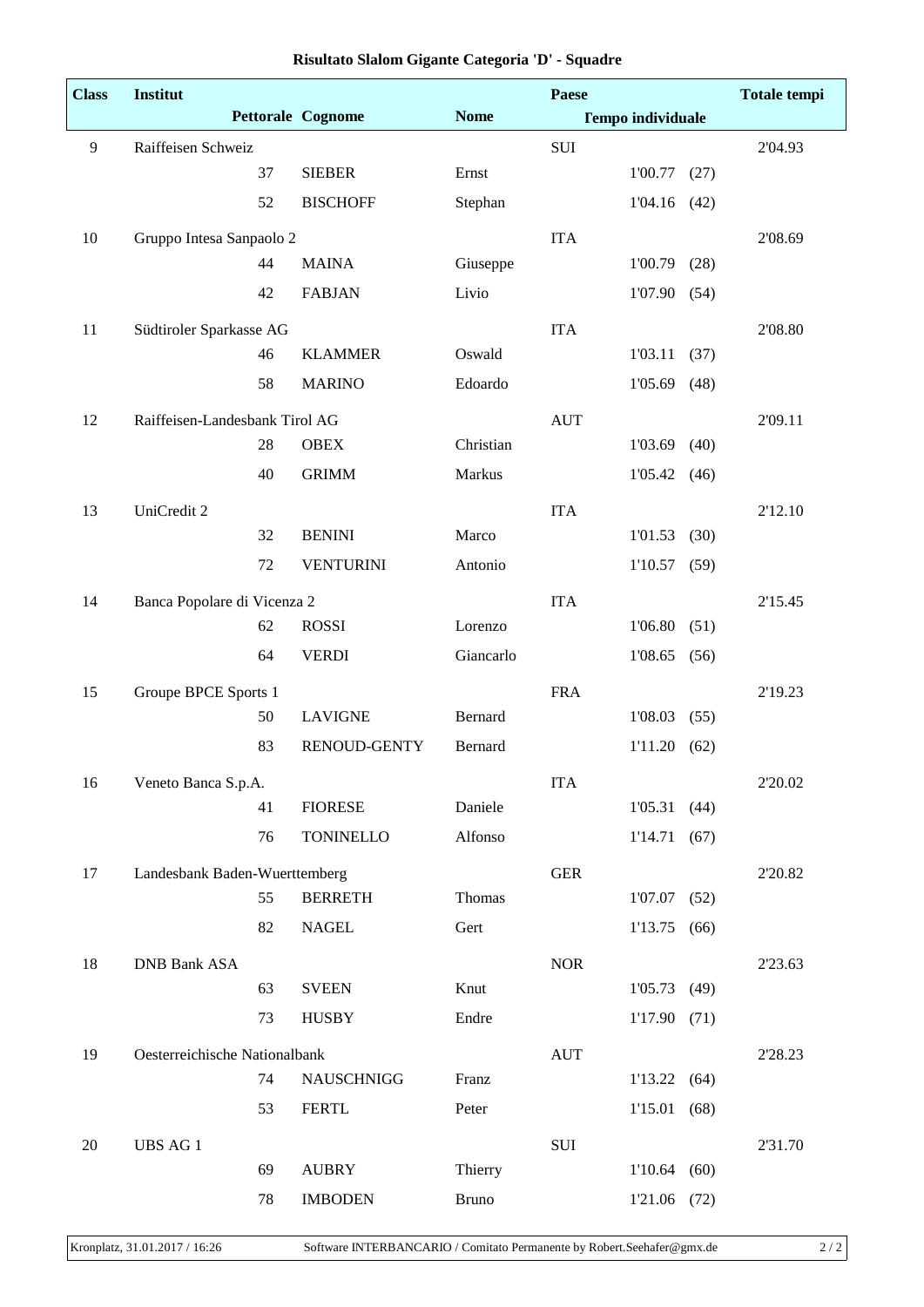# Risultato Slalom Gigante Categoria 'D' - Squadre

| Class | Institut | | | | Paese | | | Totale tempi |
|---|---|---|---|---|---|---|---|---|
| | | Pettorale | Cognome | Nome | Tempo individuale | | | |
| 9 | Raiffeisen Schweiz | | | | SUI | | | 2'04.93 |
| | | 37 | SIEBER | Ernst | | 1'00.77 | (27) | |
| | | 52 | BISCHOFF | Stephan | | 1'04.16 | (42) | |
| 10 | Gruppo Intesa Sanpaolo 2 | | | | ITA | | | 2'08.69 |
| | | 44 | MAINA | Giuseppe | | 1'00.79 | (28) | |
| | | 42 | FABJAN | Livio | | 1'07.90 | (54) | |
| 11 | Südtiroler Sparkasse AG | | | | ITA | | | 2'08.80 |
| | | 46 | KLAMMER | Oswald | | 1'03.11 | (37) | |
| | | 58 | MARINO | Edoardo | | 1'05.69 | (48) | |
| 12 | Raiffeisen-Landesbank Tirol AG | | | | AUT | | | 2'09.11 |
| | | 28 | OBEX | Christian | | 1'03.69 | (40) | |
| | | 40 | GRIMM | Markus | | 1'05.42 | (46) | |
| 13 | UniCredit 2 | | | | ITA | | | 2'12.10 |
| | | 32 | BENINI | Marco | | 1'01.53 | (30) | |
| | | 72 | VENTURINI | Antonio | | 1'10.57 | (59) | |
| 14 | Banca Popolare di Vicenza 2 | | | | ITA | | | 2'15.45 |
| | | 62 | ROSSI | Lorenzo | | 1'06.80 | (51) | |
| | | 64 | VERDI | Giancarlo | | 1'08.65 | (56) | |
| 15 | Groupe BPCE Sports 1 | | | | FRA | | | 2'19.23 |
| | | 50 | LAVIGNE | Bernard | | 1'08.03 | (55) | |
| | | 83 | RENOUD-GENTY | Bernard | | 1'11.20 | (62) | |
| 16 | Veneto Banca S.p.A. | | | | ITA | | | 2'20.02 |
| | | 41 | FIORESE | Daniele | | 1'05.31 | (44) | |
| | | 76 | TONINELLO | Alfonso | | 1'14.71 | (67) | |
| 17 | Landesbank Baden-Wuerttemberg | | | | GER | | | 2'20.82 |
| | | 55 | BERRETH | Thomas | | 1'07.07 | (52) | |
| | | 82 | NAGEL | Gert | | 1'13.75 | (66) | |
| 18 | DNB Bank ASA | | | | NOR | | | 2'23.63 |
| | | 63 | SVEEN | Knut | | 1'05.73 | (49) | |
| | | 73 | HUSBY | Endre | | 1'17.90 | (71) | |
| 19 | Oesterreichische Nationalbank | | | | AUT | | | 2'28.23 |
| | | 74 | NAUSCHNIGG | Franz | | 1'13.22 | (64) | |
| | | 53 | FERTL | Peter | | 1'15.01 | (68) | |
| 20 | UBS AG 1 | | | | SUI | | | 2'31.70 |
| | | 69 | AUBRY | Thierry | | 1'10.64 | (60) | |
| | | 78 | IMBODEN | Bruno | | 1'21.06 | (72) | |

Kronplatz, 31.01.2017 / 16:26 Software INTERBANCARIO / Comitato Permanente by Robert.Seehafer@gmx.de